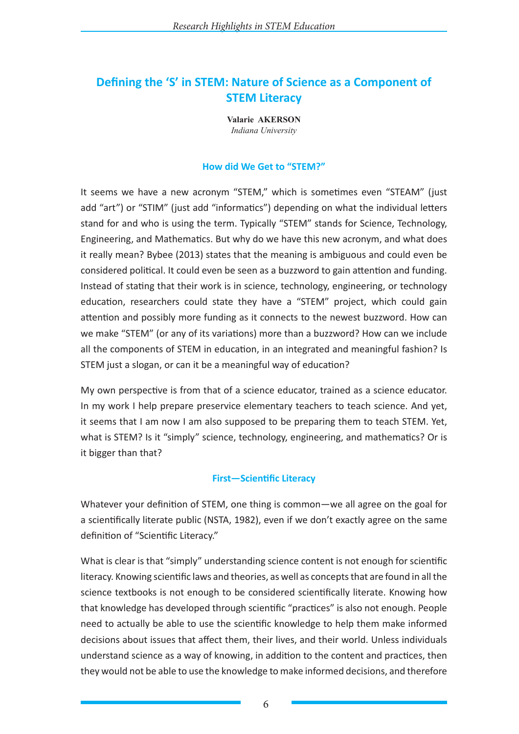# Defining the 'S' in STEM: Nature of Science as a Component of STEM Literacy

**Valarie AKERSON**
*Indiana University*

## How did We Get to "STEM?"

It seems we have a new acronym "STEM," which is sometimes even "STEAM" (just add "art") or "STIM" (just add "informatics") depending on what the individual letters stand for and who is using the term. Typically "STEM" stands for Science, Technology, Engineering, and Mathematics. But why do we have this new acronym, and what does it really mean? Bybee (2013) states that the meaning is ambiguous and could even be considered political. It could even be seen as a buzzword to gain attention and funding. Instead of stating that their work is in science, technology, engineering, or technology education, researchers could state they have a "STEM" project, which could gain attention and possibly more funding as it connects to the newest buzzword. How can we make "STEM" (or any of its variations) more than a buzzword? How can we include all the components of STEM in education, in an integrated and meaningful fashion? Is STEM just a slogan, or can it be a meaningful way of education?

My own perspective is from that of a science educator, trained as a science educator. In my work I help prepare preservice elementary teachers to teach science. And yet, it seems that I am now I am also supposed to be preparing them to teach STEM. Yet, what is STEM? Is it "simply" science, technology, engineering, and mathematics? Or is it bigger than that?

## First—Scientific Literacy

Whatever your definition of STEM, one thing is common—we all agree on the goal for a scientifically literate public (NSTA, 1982), even if we don't exactly agree on the same definition of "Scientific Literacy."

What is clear is that "simply" understanding science content is not enough for scientific literacy. Knowing scientific laws and theories, as well as concepts that are found in all the science textbooks is not enough to be considered scientifically literate. Knowing how that knowledge has developed through scientific "practices" is also not enough. People need to actually be able to use the scientific knowledge to help them make informed decisions about issues that affect them, their lives, and their world. Unless individuals understand science as a way of knowing, in addition to the content and practices, then they would not be able to use the knowledge to make informed decisions, and therefore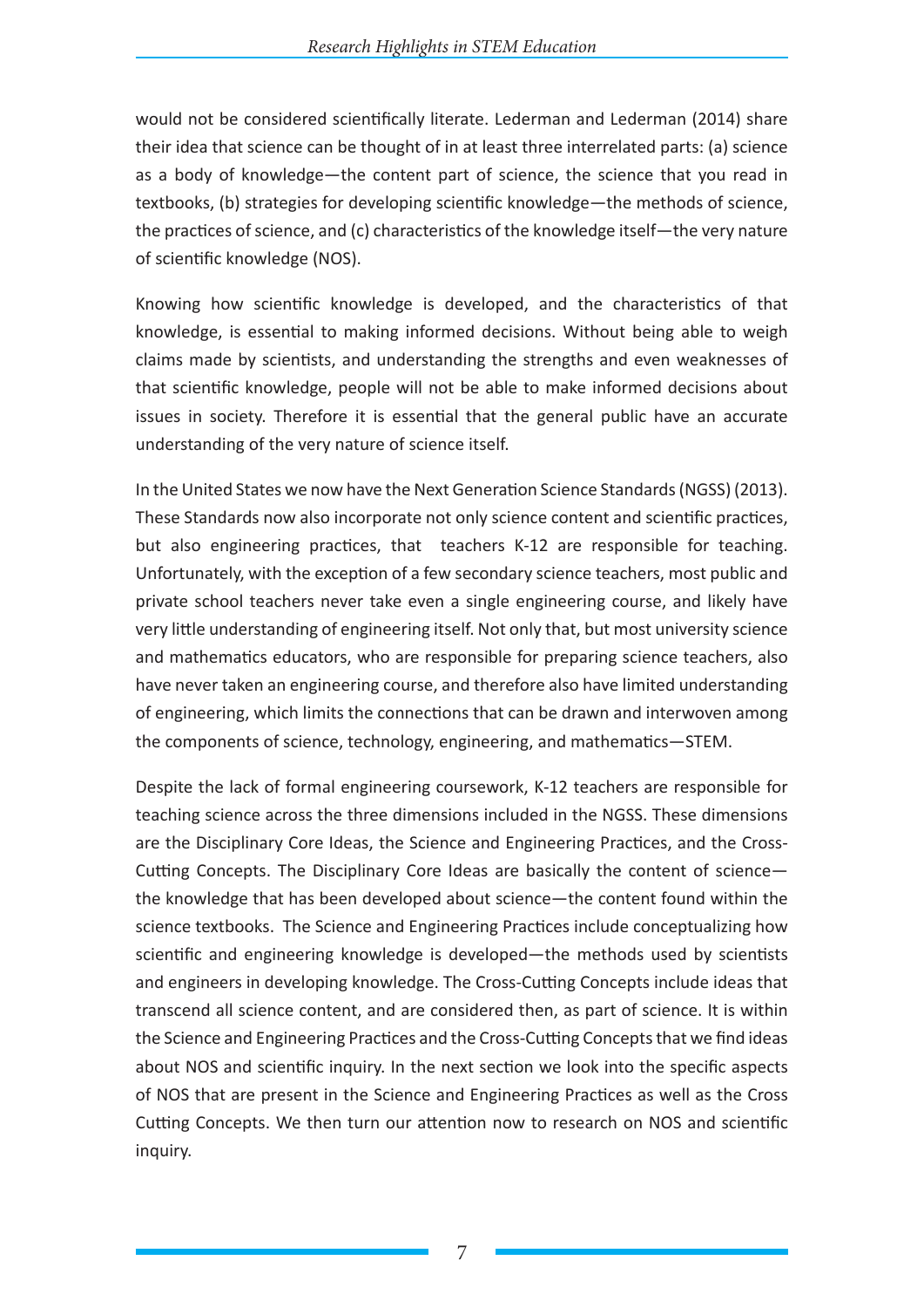would not be considered scientifically literate. Lederman and Lederman (2014) share their idea that science can be thought of in at least three interrelated parts: (a) science as a body of knowledge—the content part of science, the science that you read in textbooks, (b) strategies for developing scientific knowledge—the methods of science, the practices of science, and (c) characteristics of the knowledge itself—the very nature of scientific knowledge (NOS).

Knowing how scientific knowledge is developed, and the characteristics of that knowledge, is essential to making informed decisions. Without being able to weigh claims made by scientists, and understanding the strengths and even weaknesses of that scientific knowledge, people will not be able to make informed decisions about issues in society. Therefore it is essential that the general public have an accurate understanding of the very nature of science itself.

In the United States we now have the Next Generation Science Standards (NGSS) (2013). These Standards now also incorporate not only science content and scientific practices, but also engineering practices, that teachers K-12 are responsible for teaching. Unfortunately, with the exception of a few secondary science teachers, most public and private school teachers never take even a single engineering course, and likely have very little understanding of engineering itself. Not only that, but most university science and mathematics educators, who are responsible for preparing science teachers, also have never taken an engineering course, and therefore also have limited understanding of engineering, which limits the connections that can be drawn and interwoven among the components of science, technology, engineering, and mathematics—STEM.

Despite the lack of formal engineering coursework, K-12 teachers are responsible for teaching science across the three dimensions included in the NGSS. These dimensions are the Disciplinary Core Ideas, the Science and Engineering Practices, and the Cross-Cutting Concepts. The Disciplinary Core Ideas are basically the content of science—the knowledge that has been developed about science—the content found within the science textbooks. The Science and Engineering Practices include conceptualizing how scientific and engineering knowledge is developed—the methods used by scientists and engineers in developing knowledge. The Cross-Cutting Concepts include ideas that transcend all science content, and are considered then, as part of science. It is within the Science and Engineering Practices and the Cross-Cutting Concepts that we find ideas about NOS and scientific inquiry. In the next section we look into the specific aspects of NOS that are present in the Science and Engineering Practices as well as the Cross Cutting Concepts. We then turn our attention now to research on NOS and scientific inquiry.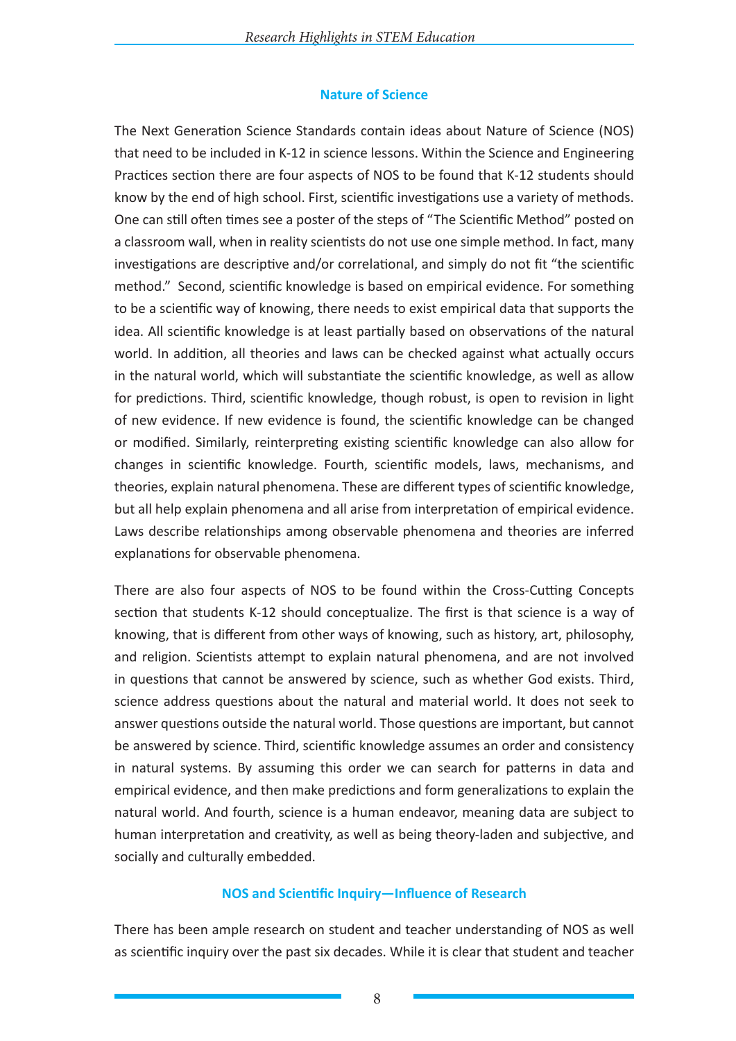## Nature of Science

The Next Generation Science Standards contain ideas about Nature of Science (NOS) that need to be included in K-12 in science lessons. Within the Science and Engineering Practices section there are four aspects of NOS to be found that K-12 students should know by the end of high school. First, scientific investigations use a variety of methods. One can still often times see a poster of the steps of "The Scientific Method" posted on a classroom wall, when in reality scientists do not use one simple method. In fact, many investigations are descriptive and/or correlational, and simply do not fit "the scientific method." Second, scientific knowledge is based on empirical evidence. For something to be a scientific way of knowing, there needs to exist empirical data that supports the idea. All scientific knowledge is at least partially based on observations of the natural world. In addition, all theories and laws can be checked against what actually occurs in the natural world, which will substantiate the scientific knowledge, as well as allow for predictions. Third, scientific knowledge, though robust, is open to revision in light of new evidence. If new evidence is found, the scientific knowledge can be changed or modified. Similarly, reinterpreting existing scientific knowledge can also allow for changes in scientific knowledge. Fourth, scientific models, laws, mechanisms, and theories, explain natural phenomena. These are different types of scientific knowledge, but all help explain phenomena and all arise from interpretation of empirical evidence. Laws describe relationships among observable phenomena and theories are inferred explanations for observable phenomena.

There are also four aspects of NOS to be found within the Cross-Cutting Concepts section that students K-12 should conceptualize. The first is that science is a way of knowing, that is different from other ways of knowing, such as history, art, philosophy, and religion. Scientists attempt to explain natural phenomena, and are not involved in questions that cannot be answered by science, such as whether God exists. Third, science address questions about the natural and material world. It does not seek to answer questions outside the natural world. Those questions are important, but cannot be answered by science. Third, scientific knowledge assumes an order and consistency in natural systems. By assuming this order we can search for patterns in data and empirical evidence, and then make predictions and form generalizations to explain the natural world. And fourth, science is a human endeavor, meaning data are subject to human interpretation and creativity, as well as being theory-laden and subjective, and socially and culturally embedded.

## NOS and Scientific Inquiry—Influence of Research

There has been ample research on student and teacher understanding of NOS as well as scientific inquiry over the past six decades. While it is clear that student and teacher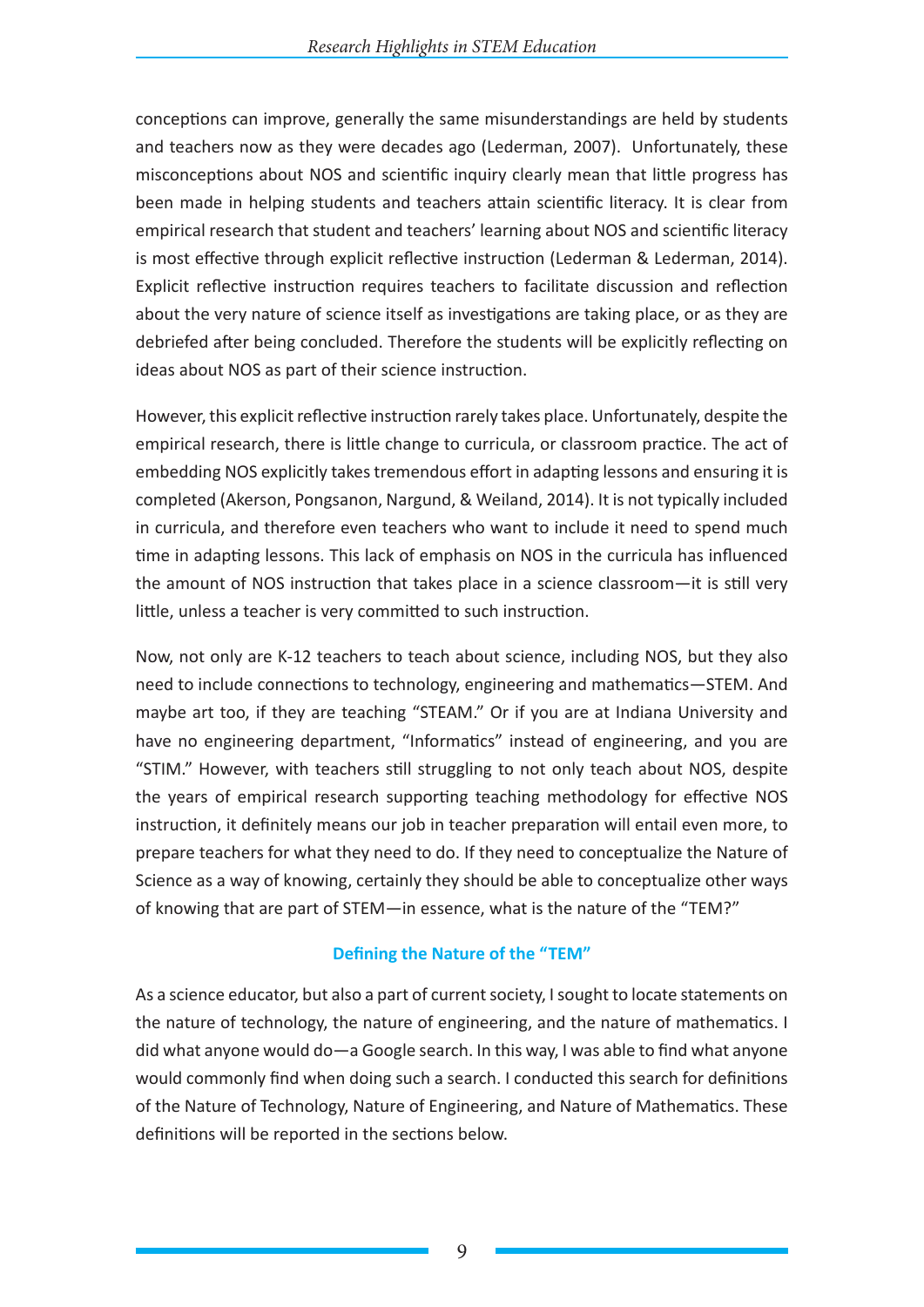conceptions can improve, generally the same misunderstandings are held by students and teachers now as they were decades ago (Lederman, 2007). Unfortunately, these misconceptions about NOS and scientific inquiry clearly mean that little progress has been made in helping students and teachers attain scientific literacy. It is clear from empirical research that student and teachers' learning about NOS and scientific literacy is most effective through explicit reflective instruction (Lederman & Lederman, 2014). Explicit reflective instruction requires teachers to facilitate discussion and reflection about the very nature of science itself as investigations are taking place, or as they are debriefed after being concluded. Therefore the students will be explicitly reflecting on ideas about NOS as part of their science instruction.

However, this explicit reflective instruction rarely takes place. Unfortunately, despite the empirical research, there is little change to curricula, or classroom practice. The act of embedding NOS explicitly takes tremendous effort in adapting lessons and ensuring it is completed (Akerson, Pongsanon, Nargund, & Weiland, 2014). It is not typically included in curricula, and therefore even teachers who want to include it need to spend much time in adapting lessons. This lack of emphasis on NOS in the curricula has influenced the amount of NOS instruction that takes place in a science classroom—it is still very little, unless a teacher is very committed to such instruction.

Now, not only are K-12 teachers to teach about science, including NOS, but they also need to include connections to technology, engineering and mathematics—STEM. And maybe art too, if they are teaching "STEAM." Or if you are at Indiana University and have no engineering department, "Informatics" instead of engineering, and you are "STIM." However, with teachers still struggling to not only teach about NOS, despite the years of empirical research supporting teaching methodology for effective NOS instruction, it definitely means our job in teacher preparation will entail even more, to prepare teachers for what they need to do. If they need to conceptualize the Nature of Science as a way of knowing, certainly they should be able to conceptualize other ways of knowing that are part of STEM—in essence, what is the nature of the "TEM?"

## Defining the Nature of the "TEM"

As a science educator, but also a part of current society, I sought to locate statements on the nature of technology, the nature of engineering, and the nature of mathematics. I did what anyone would do—a Google search. In this way, I was able to find what anyone would commonly find when doing such a search. I conducted this search for definitions of the Nature of Technology, Nature of Engineering, and Nature of Mathematics. These definitions will be reported in the sections below.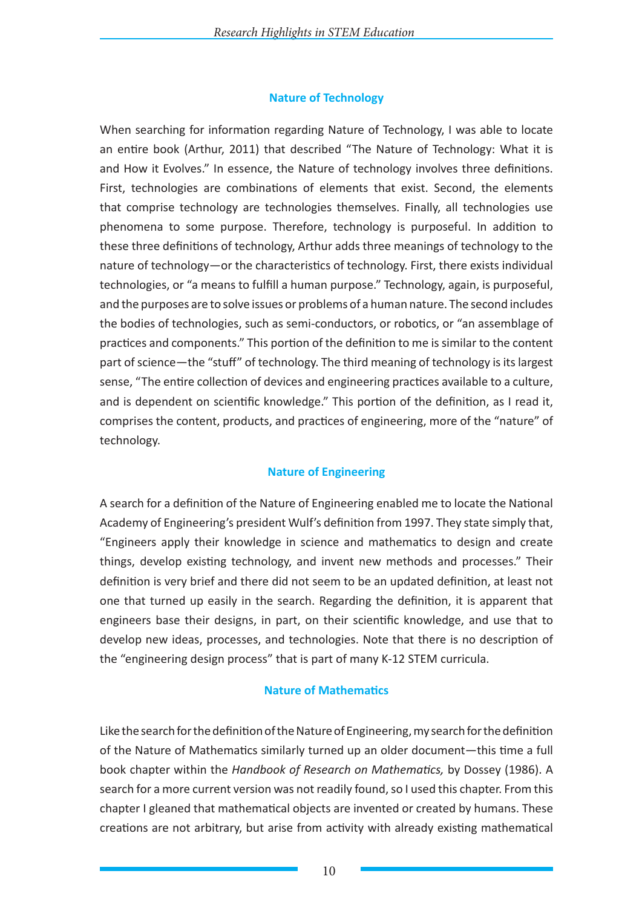## Nature of Technology

When searching for information regarding Nature of Technology, I was able to locate an entire book (Arthur, 2011) that described "The Nature of Technology: What it is and How it Evolves." In essence, the Nature of technology involves three definitions. First, technologies are combinations of elements that exist. Second, the elements that comprise technology are technologies themselves. Finally, all technologies use phenomena to some purpose. Therefore, technology is purposeful. In addition to these three definitions of technology, Arthur adds three meanings of technology to the nature of technology—or the characteristics of technology. First, there exists individual technologies, or "a means to fulfill a human purpose." Technology, again, is purposeful, and the purposes are to solve issues or problems of a human nature. The second includes the bodies of technologies, such as semi-conductors, or robotics, or "an assemblage of practices and components." This portion of the definition to me is similar to the content part of science—the "stuff" of technology. The third meaning of technology is its largest sense, "The entire collection of devices and engineering practices available to a culture, and is dependent on scientific knowledge." This portion of the definition, as I read it, comprises the content, products, and practices of engineering, more of the "nature" of technology.

## Nature of Engineering

A search for a definition of the Nature of Engineering enabled me to locate the National Academy of Engineering's president Wulf's definition from 1997. They state simply that, "Engineers apply their knowledge in science and mathematics to design and create things, develop existing technology, and invent new methods and processes." Their definition is very brief and there did not seem to be an updated definition, at least not one that turned up easily in the search. Regarding the definition, it is apparent that engineers base their designs, in part, on their scientific knowledge, and use that to develop new ideas, processes, and technologies. Note that there is no description of the "engineering design process" that is part of many K-12 STEM curricula.

## Nature of Mathematics

Like the search for the definition of the Nature of Engineering, my search for the definition of the Nature of Mathematics similarly turned up an older document—this time a full book chapter within the *Handbook of Research on Mathematics,* by Dossey (1986). A search for a more current version was not readily found, so I used this chapter. From this chapter I gleaned that mathematical objects are invented or created by humans. These creations are not arbitrary, but arise from activity with already existing mathematical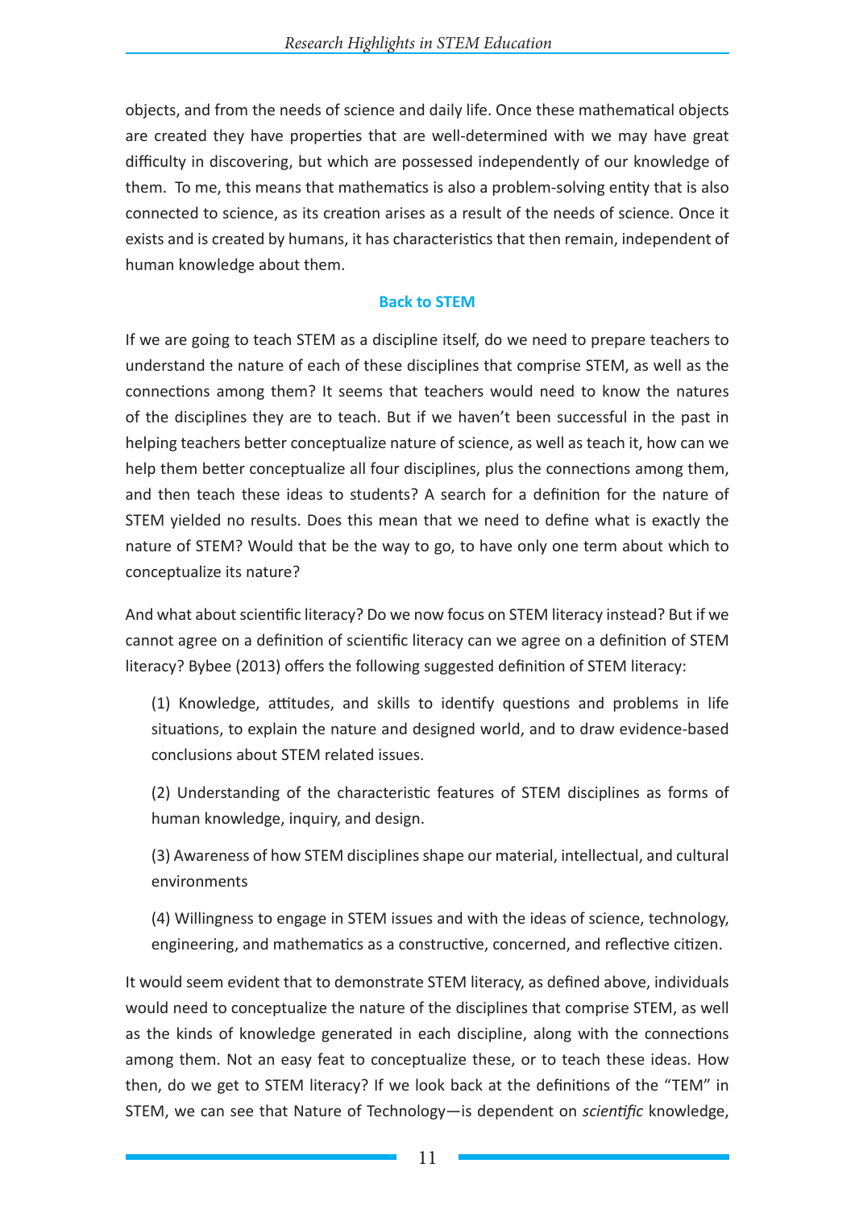objects, and from the needs of science and daily life. Once these mathematical objects are created they have properties that are well-determined with we may have great difficulty in discovering, but which are possessed independently of our knowledge of them. To me, this means that mathematics is also a problem-solving entity that is also connected to science, as its creation arises as a result of the needs of science. Once it exists and is created by humans, it has characteristics that then remain, independent of human knowledge about them.

## Back to STEM

If we are going to teach STEM as a discipline itself, do we need to prepare teachers to understand the nature of each of these disciplines that comprise STEM, as well as the connections among them? It seems that teachers would need to know the natures of the disciplines they are to teach. But if we haven't been successful in the past in helping teachers better conceptualize nature of science, as well as teach it, how can we help them better conceptualize all four disciplines, plus the connections among them, and then teach these ideas to students? A search for a definition for the nature of STEM yielded no results. Does this mean that we need to define what is exactly the nature of STEM? Would that be the way to go, to have only one term about which to conceptualize its nature?

And what about scientific literacy? Do we now focus on STEM literacy instead? But if we cannot agree on a definition of scientific literacy can we agree on a definition of STEM literacy? Bybee (2013) offers the following suggested definition of STEM literacy:

(1) Knowledge, attitudes, and skills to identify questions and problems in life situations, to explain the nature and designed world, and to draw evidence-based conclusions about STEM related issues.

(2) Understanding of the characteristic features of STEM disciplines as forms of human knowledge, inquiry, and design.

(3) Awareness of how STEM disciplines shape our material, intellectual, and cultural environments

(4) Willingness to engage in STEM issues and with the ideas of science, technology, engineering, and mathematics as a constructive, concerned, and reflective citizen.

It would seem evident that to demonstrate STEM literacy, as defined above, individuals would need to conceptualize the nature of the disciplines that comprise STEM, as well as the kinds of knowledge generated in each discipline, along with the connections among them. Not an easy feat to conceptualize these, or to teach these ideas. How then, do we get to STEM literacy? If we look back at the definitions of the "TEM" in STEM, we can see that Nature of Technology—is dependent on *scientific* knowledge,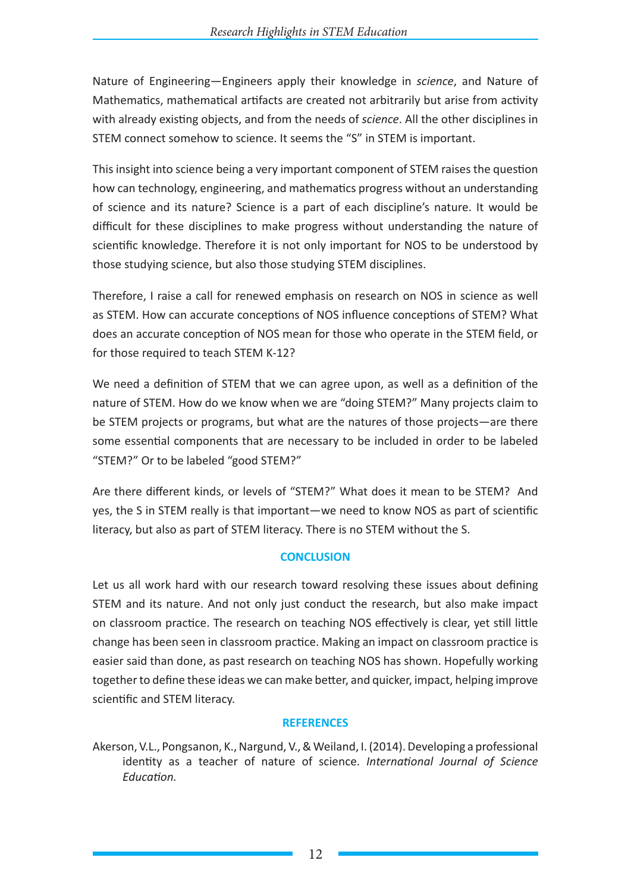Nature of Engineering—Engineers apply their knowledge in *science*, and Nature of Mathematics, mathematical artifacts are created not arbitrarily but arise from activity with already existing objects, and from the needs of *science*. All the other disciplines in STEM connect somehow to science. It seems the "S" in STEM is important.

This insight into science being a very important component of STEM raises the question how can technology, engineering, and mathematics progress without an understanding of science and its nature? Science is a part of each discipline's nature. It would be difficult for these disciplines to make progress without understanding the nature of scientific knowledge. Therefore it is not only important for NOS to be understood by those studying science, but also those studying STEM disciplines.

Therefore, I raise a call for renewed emphasis on research on NOS in science as well as STEM. How can accurate conceptions of NOS influence conceptions of STEM? What does an accurate conception of NOS mean for those who operate in the STEM field, or for those required to teach STEM K-12?

We need a definition of STEM that we can agree upon, as well as a definition of the nature of STEM. How do we know when we are "doing STEM?" Many projects claim to be STEM projects or programs, but what are the natures of those projects—are there some essential components that are necessary to be included in order to be labeled "STEM?" Or to be labeled "good STEM?"

Are there different kinds, or levels of "STEM?" What does it mean to be STEM? And yes, the S in STEM really is that important—we need to know NOS as part of scientific literacy, but also as part of STEM literacy. There is no STEM without the S.

## CONCLUSION

Let us all work hard with our research toward resolving these issues about defining STEM and its nature. And not only just conduct the research, but also make impact on classroom practice. The research on teaching NOS effectively is clear, yet still little change has been seen in classroom practice. Making an impact on classroom practice is easier said than done, as past research on teaching NOS has shown. Hopefully working together to define these ideas we can make better, and quicker, impact, helping improve scientific and STEM literacy.

## REFERENCES

Akerson, V.L., Pongsanon, K., Nargund, V., & Weiland, I. (2014). Developing a professional identity as a teacher of nature of science. *International Journal of Science Education.*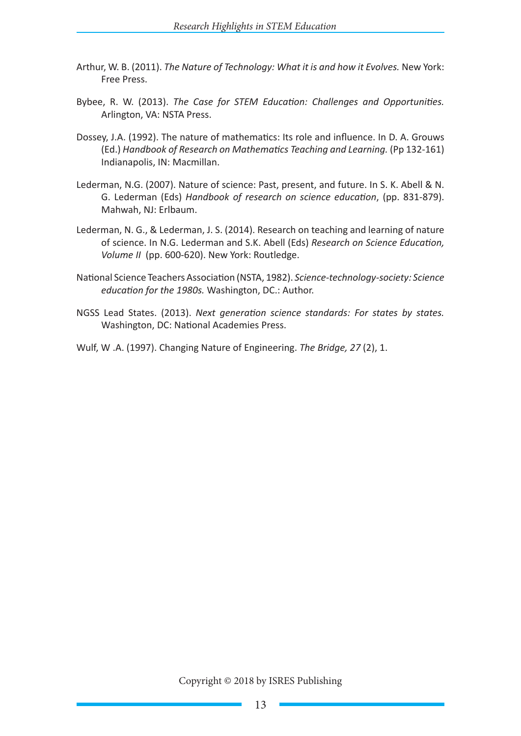Arthur, W. B. (2011). *The Nature of Technology: What it is and how it Evolves.* New York: Free Press.

Bybee, R. W. (2013). *The Case for STEM Education: Challenges and Opportunities.* Arlington, VA: NSTA Press.

Dossey, J.A. (1992). The nature of mathematics: Its role and influence. In D. A. Grouws (Ed.) *Handbook of Research on Mathematics Teaching and Learning.* (Pp 132-161) Indianapolis, IN: Macmillan.

Lederman, N.G. (2007). Nature of science: Past, present, and future. In S. K. Abell & N. G. Lederman (Eds) *Handbook of research on science education*, (pp. 831-879). Mahwah, NJ: Erlbaum.

Lederman, N. G., & Lederman, J. S. (2014). Research on teaching and learning of nature of science. In N.G. Lederman and S.K. Abell (Eds) *Research on Science Education, Volume II* (pp. 600-620). New York: Routledge.

National Science Teachers Association (NSTA, 1982). *Science-technology-society: Science education for the 1980s.* Washington, DC.: Author.

NGSS Lead States. (2013). *Next generation science standards: For states by states.* Washington, DC: National Academies Press.

Wulf, W .A. (1997). Changing Nature of Engineering. *The Bridge, 27* (2), 1.

Copyright © 2018 by ISRES Publishing